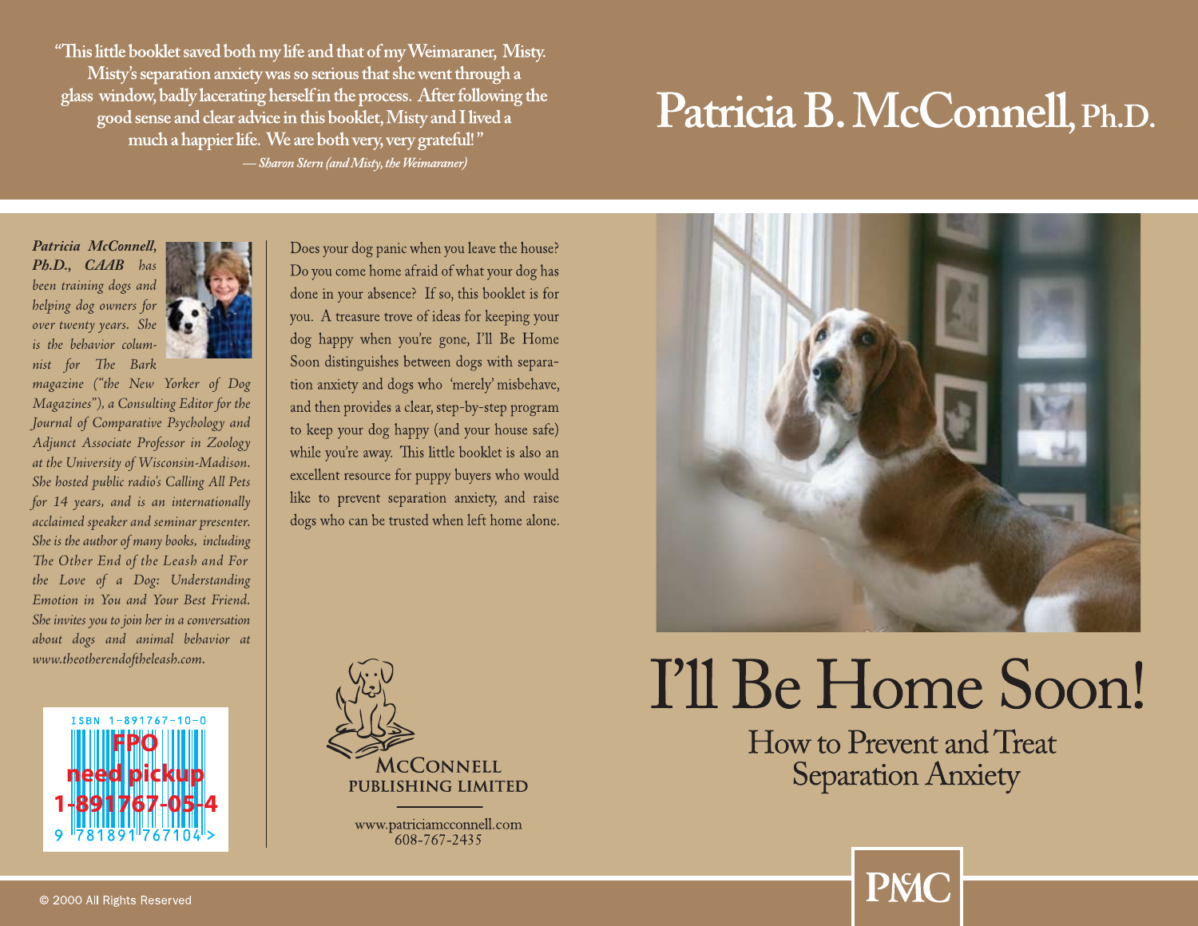"This little booklet saved both my life and that of my Weimaraner, Misty. Misty's separation anxiety was so serious that she went through a glass window, badly lacerating herself in the process. After following the good sense and clear advice in this booklet, Misty and I lived a much a happier life. We are both very, very grateful!"

*— Sharon Stern (and Misty, the Weimaraner)*

# Patricia B. McConnell, Ph.D.

***Patricia McConnell, Ph.D., CAAB*** *has been training dogs and helping dog owners for over twenty years. She is the behavior columnist for The Bark magazine ("the New Yorker of Dog Magazines"), a Consulting Editor for the Journal of Comparative Psychology and Adjunct Associate Professor in Zoology at the University of Wisconsin-Madison. She hosted public radio's Calling All Pets for 14 years, and is an internationally acclaimed speaker and seminar presenter. She is the author of many books, including The Other End of the Leash and For the Love of a Dog: Understanding Emotion in You and Your Best Friend. She invites you to join her in a conversation about dogs and animal behavior at www.theotherendoftheleash.com.*

ISBN 1-891767-10-0

FPO
need pickup
1-891767-05-4

9 781891 767104 >

Does your dog panic when you leave the house? Do you come home afraid of what your dog has done in your absence? If so, this booklet is for you. A treasure trove of ideas for keeping your dog happy when you're gone, I'll Be Home Soon distinguishes between dogs with separation anxiety and dogs who 'merely' misbehave, and then provides a clear, step-by-step program to keep your dog happy (and your house safe) while you're away. This little booklet is also an excellent resource for puppy buyers who would like to prevent separation anxiety, and raise dogs who can be trusted when left home alone.

McConnell Publishing Limited

www.patriciamcconnell.com
608-767-2435

# I'll Be Home Soon!

## How to Prevent and Treat Separation Anxiety

PMC

© 2000 All Rights Reserved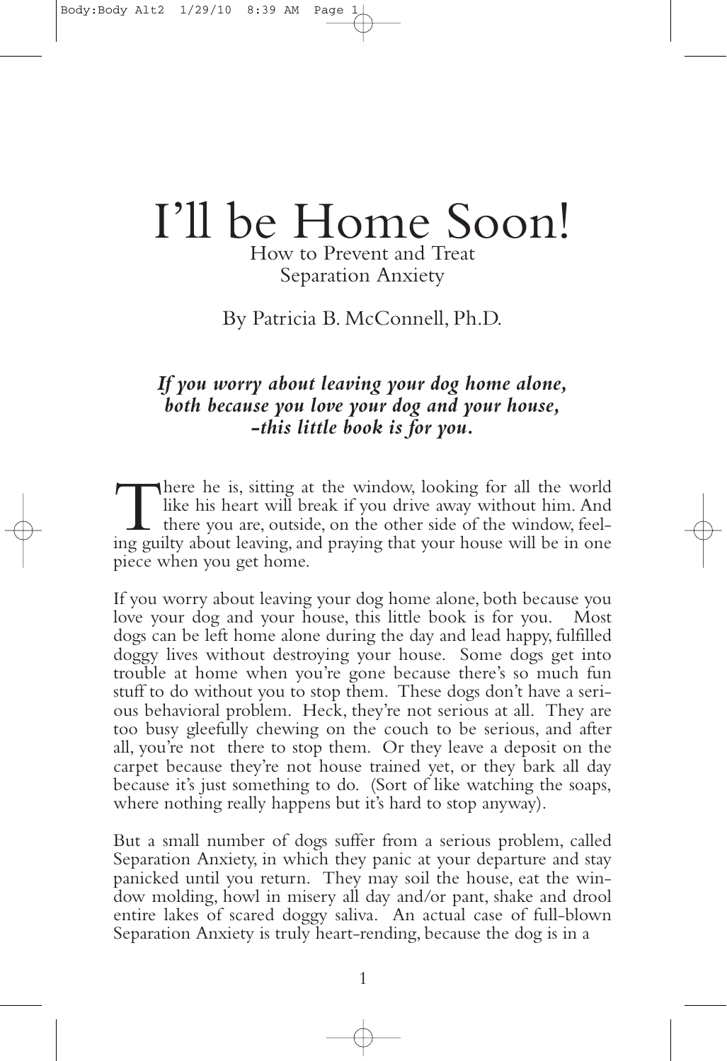# I'll be Home Soon!

## How to Prevent and Treat Separation Anxiety

By Patricia B. McConnell, Ph.D.

***If you worry about leaving your dog home alone, both because you love your dog and your house, -this little book is for you.***

There he is, sitting at the window, looking for all the world like his heart will break if you drive away without him. And there you are, outside, on the other side of the window, feeling guilty about leaving, and praying that your house will be in one piece when you get home.

If you worry about leaving your dog home alone, both because you love your dog and your house, this little book is for you. Most dogs can be left home alone during the day and lead happy, fulfilled doggy lives without destroying your house. Some dogs get into trouble at home when you're gone because there's so much fun stuff to do without you to stop them. These dogs don't have a serious behavioral problem. Heck, they're not serious at all. They are too busy gleefully chewing on the couch to be serious, and after all, you're not there to stop them. Or they leave a deposit on the carpet because they're not house trained yet, or they bark all day because it's just something to do. (Sort of like watching the soaps, where nothing really happens but it's hard to stop anyway).

But a small number of dogs suffer from a serious problem, called Separation Anxiety, in which they panic at your departure and stay panicked until you return. They may soil the house, eat the window molding, howl in misery all day and/or pant, shake and drool entire lakes of scared doggy saliva. An actual case of full-blown Separation Anxiety is truly heart-rending, because the dog is in a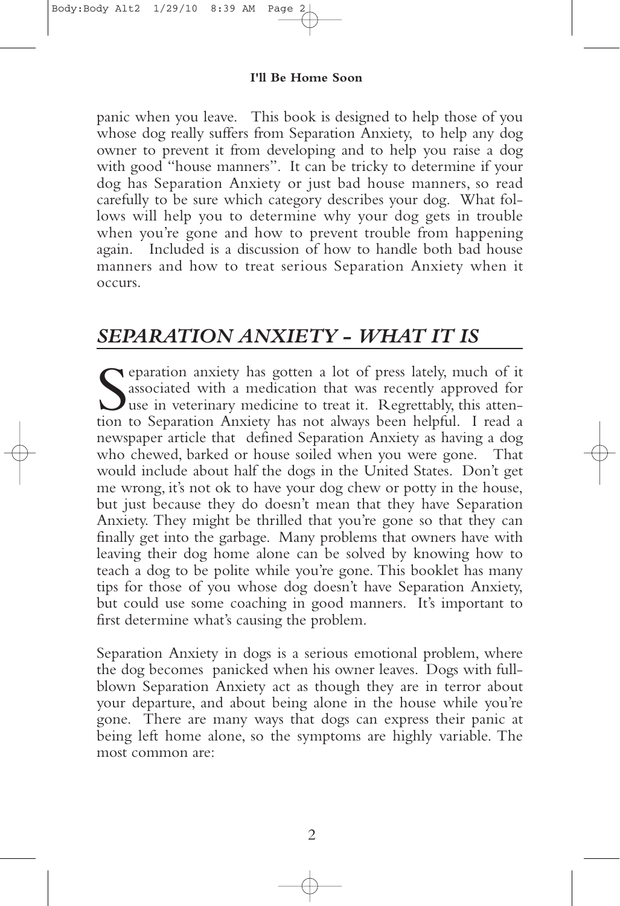panic when you leave. This book is designed to help those of you whose dog really suffers from Separation Anxiety, to help any dog owner to prevent it from developing and to help you raise a dog with good "house manners". It can be tricky to determine if your dog has Separation Anxiety or just bad house manners, so read carefully to be sure which category describes your dog. What follows will help you to determine why your dog gets in trouble when you're gone and how to prevent trouble from happening again. Included is a discussion of how to handle both bad house manners and how to treat serious Separation Anxiety when it occurs.

## *SEPARATION ANXIETY - WHAT IT IS*

Separation anxiety has gotten a lot of press lately, much of it associated with a medication that was recently approved for use in veterinary medicine to treat it. Regrettably, this attention to Separation Anxiety has not always been helpful. I read a newspaper article that defined Separation Anxiety as having a dog who chewed, barked or house soiled when you were gone. That would include about half the dogs in the United States. Don't get me wrong, it's not ok to have your dog chew or potty in the house, but just because they do doesn't mean that they have Separation Anxiety. They might be thrilled that you're gone so that they can finally get into the garbage. Many problems that owners have with leaving their dog home alone can be solved by knowing how to teach a dog to be polite while you're gone. This booklet has many tips for those of you whose dog doesn't have Separation Anxiety, but could use some coaching in good manners. It's important to first determine what's causing the problem.

Separation Anxiety in dogs is a serious emotional problem, where the dog becomes panicked when his owner leaves. Dogs with full-blown Separation Anxiety act as though they are in terror about your departure, and about being alone in the house while you're gone. There are many ways that dogs can express their panic at being left home alone, so the symptoms are highly variable. The most common are: